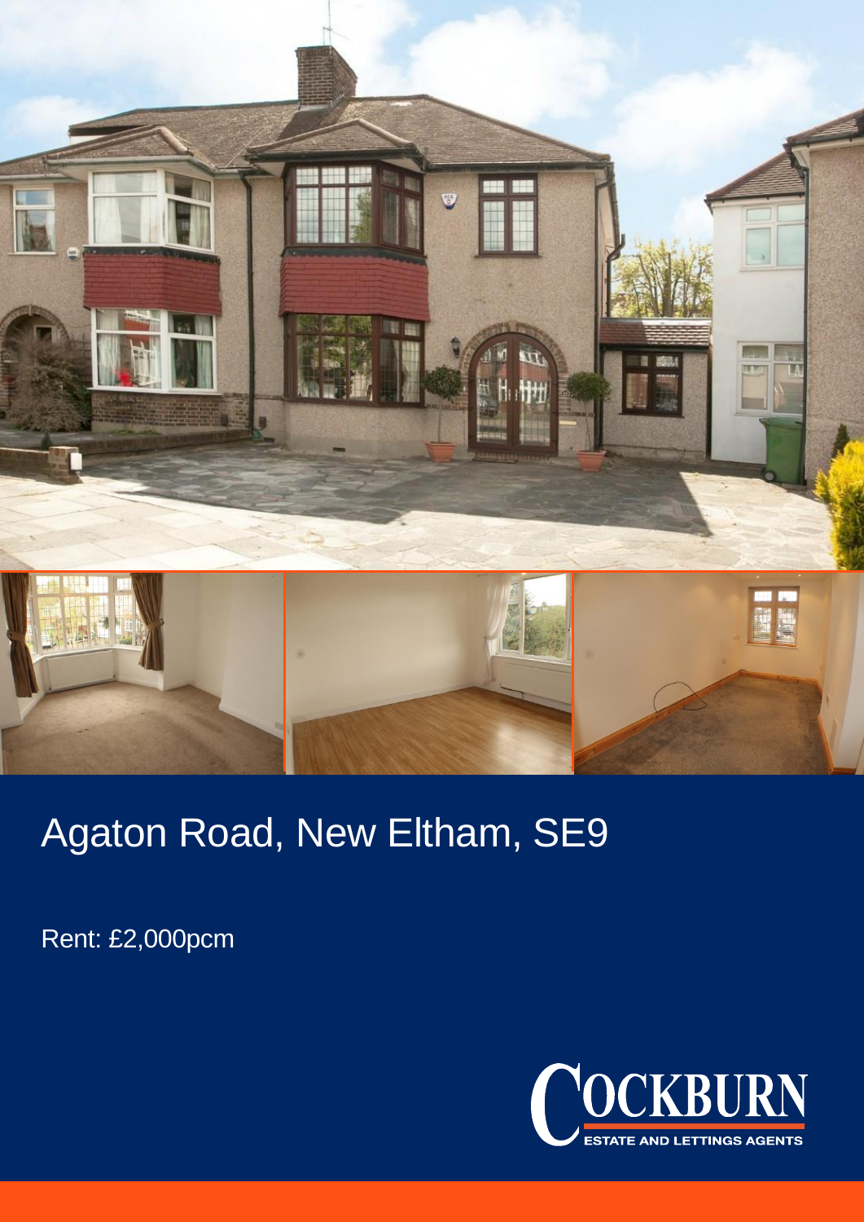# Agaton Road, New Eltham, SE9

Rent: £2,000pcm

COCKBURN
ESTATE AND LETTINGS AGENTS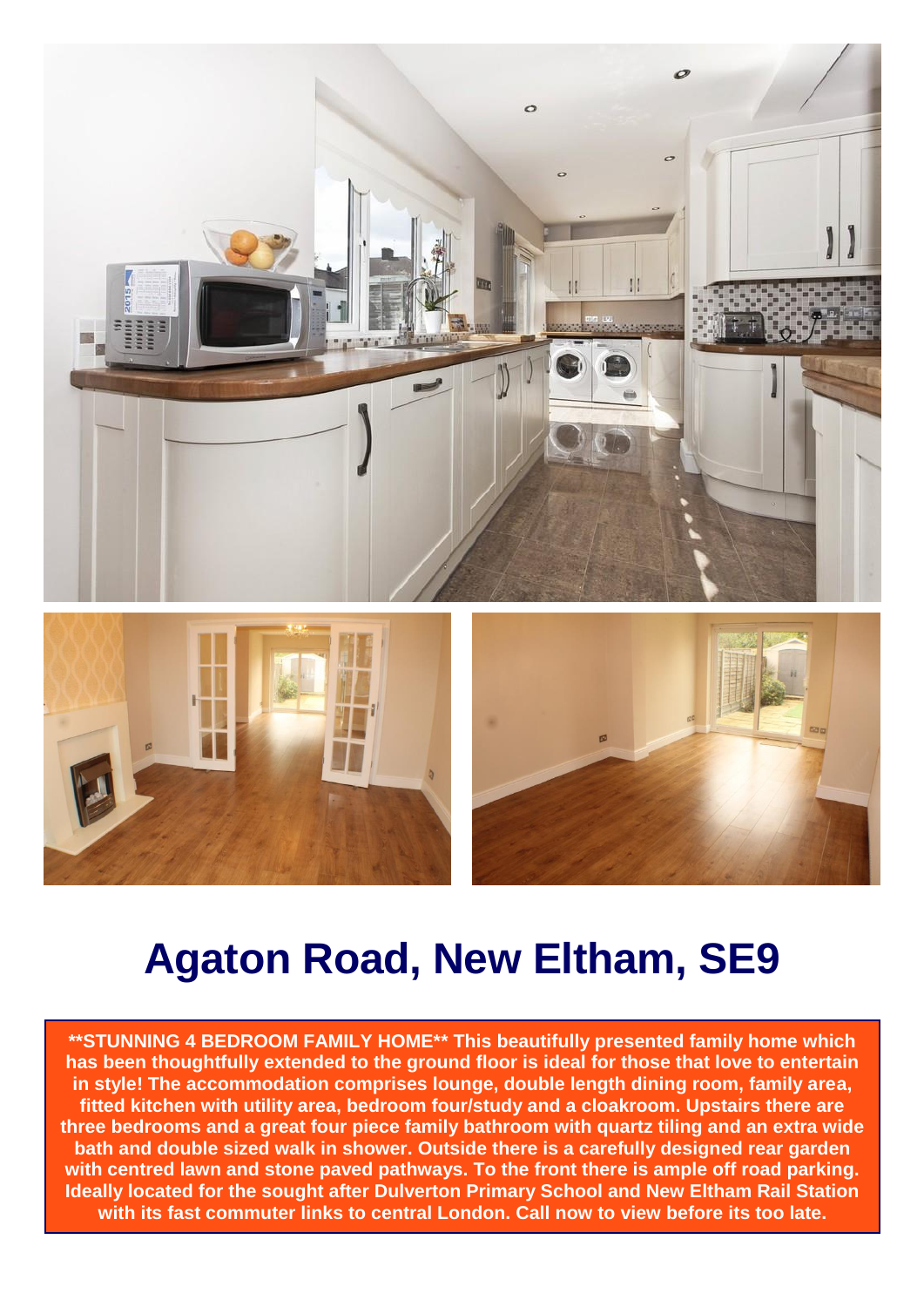# Agaton Road, New Eltham, SE9

**\*\*STUNNING 4 BEDROOM FAMILY HOME\*\* This beautifully presented family home which has been thoughtfully extended to the ground floor is ideal for those that love to entertain in style! The accommodation comprises lounge, double length dining room, family area, fitted kitchen with utility area, bedroom four/study and a cloakroom. Upstairs there are three bedrooms and a great four piece family bathroom with quartz tiling and an extra wide bath and double sized walk in shower. Outside there is a carefully designed rear garden with centred lawn and stone paved pathways. To the front there is ample off road parking. Ideally located for the sought after Dulverton Primary School and New Eltham Rail Station with its fast commuter links to central London. Call now to view before its too late.**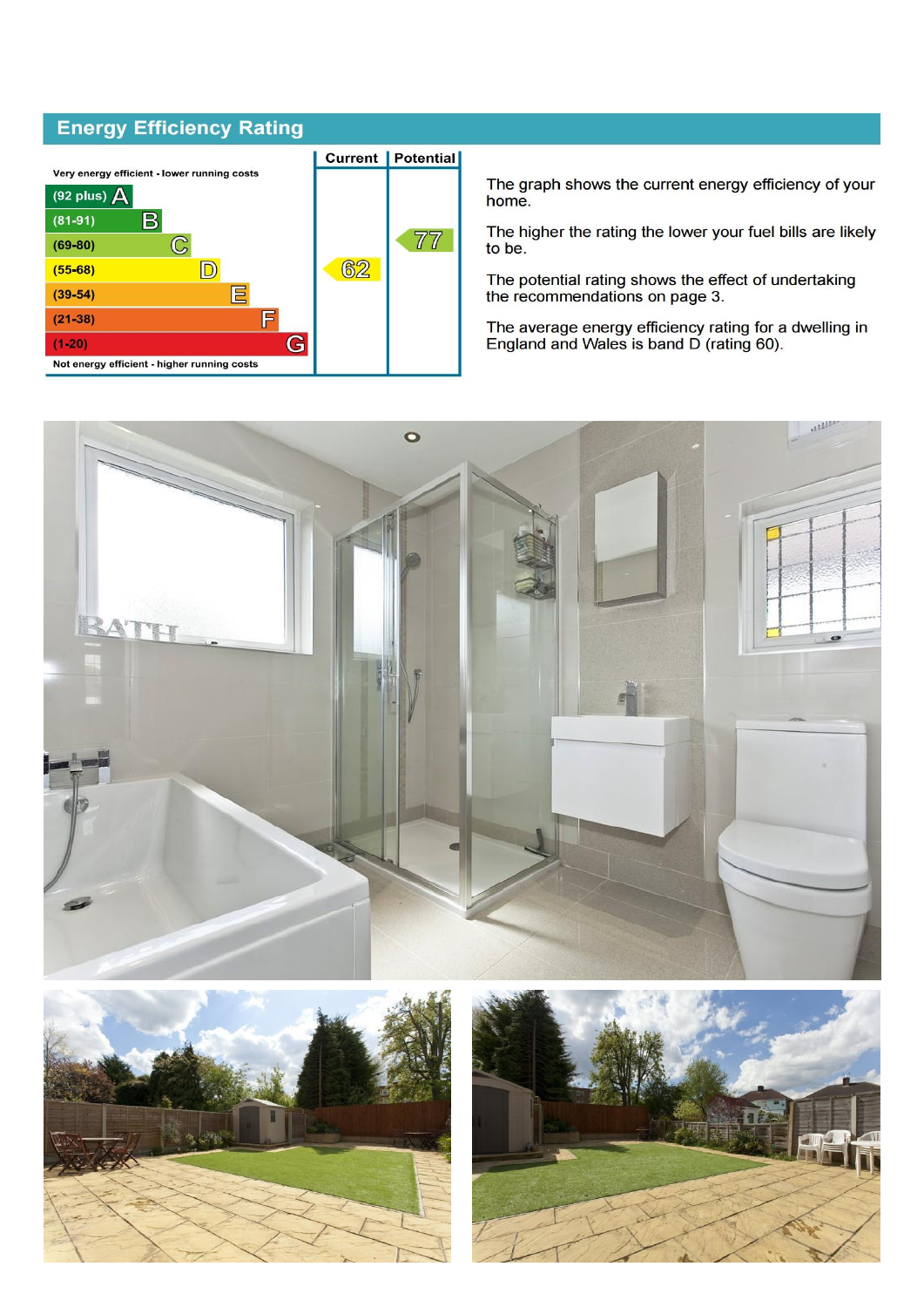## Energy Efficiency Rating

| | Current | Potential |
|---|---|---|
| Very energy efficient - lower running costs | | |
| (92 plus) A | | |
| (81-91) B | | |
| (69-80) C | | 77 |
| (55-68) D | 62 | |
| (39-54) E | | |
| (21-38) F | | |
| (1-20) G | | |
| Not energy efficient - higher running costs | | |

The graph shows the current energy efficiency of your home.

The higher the rating the lower your fuel bills are likely to be.

The potential rating shows the effect of undertaking the recommendations on page 3.

The average energy efficiency rating for a dwelling in England and Wales is band D (rating 60).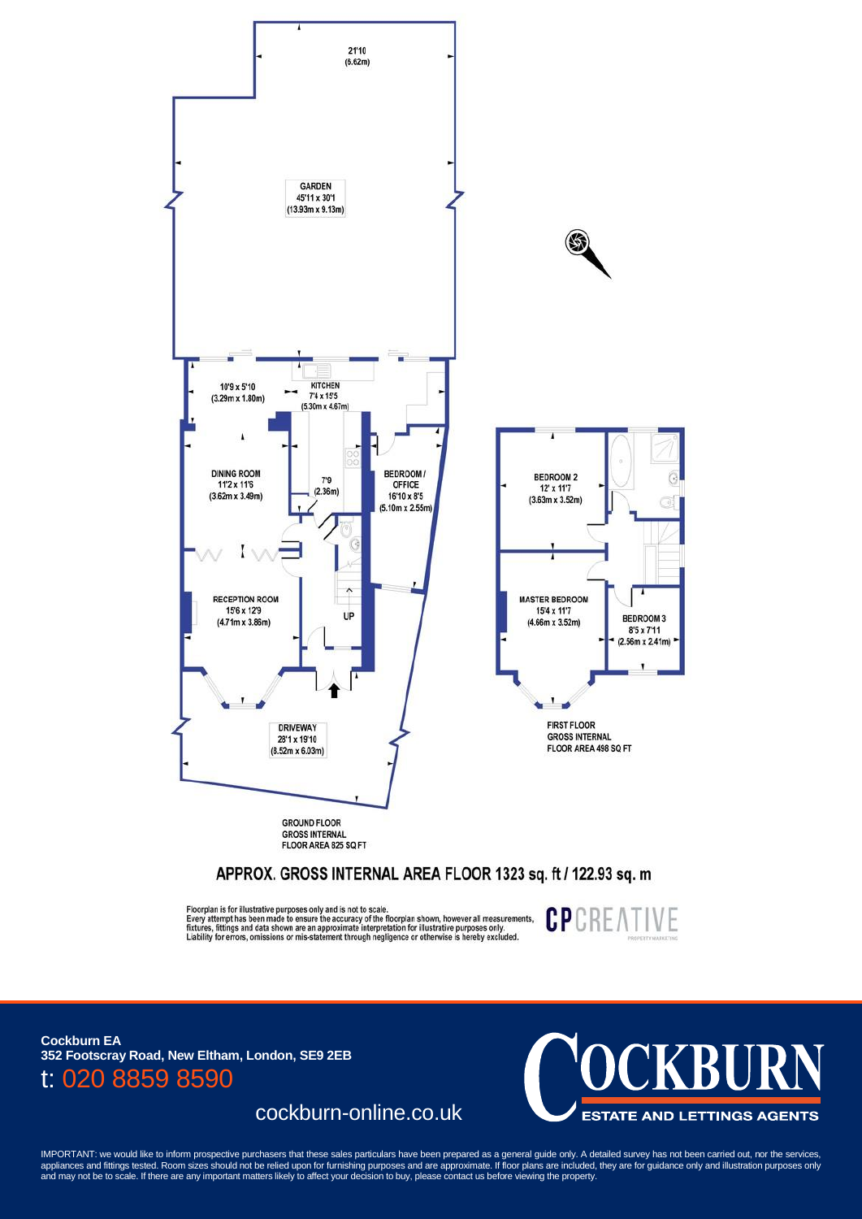GARDEN
45'11 x 30'1
(13.93m x 9.13m)

21'10
(6.62m)

10'9 x 5'10
(3.29m x 1.80m)

KITCHEN
7'4 x 15'5
(5.30m x 4.67m)

DINING ROOM
11'2 x 11'6
(3.62m x 3.49m)

7'9
(2.36m)

BEDROOM / OFFICE
16'10 x 8'5
(5.10m x 2.55m)

RECEPTION ROOM
15'6 x 12'9
(4.71m x 3.88m)

UP

DRIVEWAY
28'1 x 19'10
(8.52m x 6.03m)

GROUND FLOOR
GROSS INTERNAL
FLOOR AREA 825 SQ FT

BEDROOM 2
12' x 11'7
(3.63m x 3.52m)

MASTER BEDROOM
15'4 x 11'7
(4.66m x 3.52m)

BEDROOM 3
8'5 x 7'11
(2.56m x 2.41m)

FIRST FLOOR
GROSS INTERNAL
FLOOR AREA 498 SQ FT

## APPROX. GROSS INTERNAL AREA FLOOR 1323 sq. ft / 122.93 sq. m

Floorplan is for illustrative purposes only and is not to scale.
Every attempt has been made to ensure the accuracy of the floorplan shown, however all measurements, fixtures, fittings and data shown are an approximate interpretation for illustrative purposes only.
Liability for errors, omissions or mis-statement through negligence or otherwise is hereby excluded.

CPCREATIVE
PROPERTY MARKETING

**Cockburn EA**
**352 Footscray Road, New Eltham, London, SE9 2EB**

t: 020 8859 8590

cockburn-online.co.uk

COCKBURN
ESTATE AND LETTINGS AGENTS

IMPORTANT: we would like to inform prospective purchasers that these sales particulars have been prepared as a general guide only. A detailed survey has not been carried out, nor the services, appliances and fittings tested. Room sizes should not be relied upon for furnishing purposes and are approximate. If floor plans are included, they are for guidance only and illustration purposes only and may not be to scale. If there are any important matters likely to affect your decision to buy, please contact us before viewing the property.